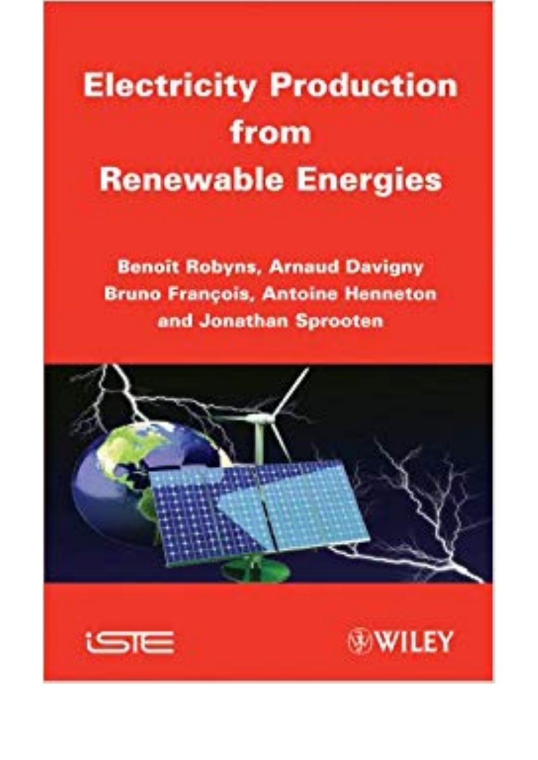# Electricity Production from Renewable Energies

**Benoît Robyns, Arnaud Davigny**
**Bruno François, Antoine Henneton**
**and Jonathan Sprooten**

ISTE

WILEY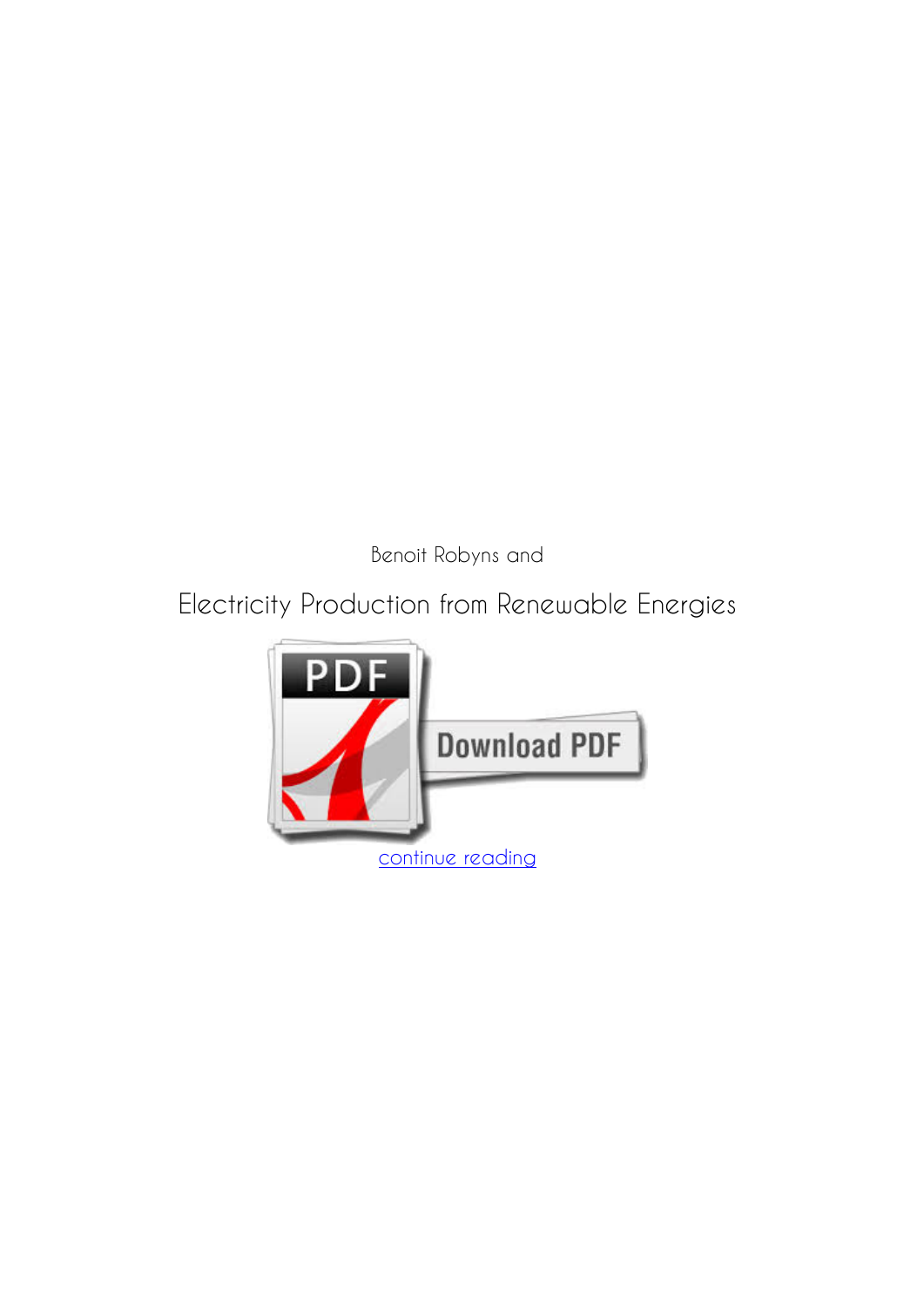Benoit Robyns and

Electricity Production from Renewable Energies

continue reading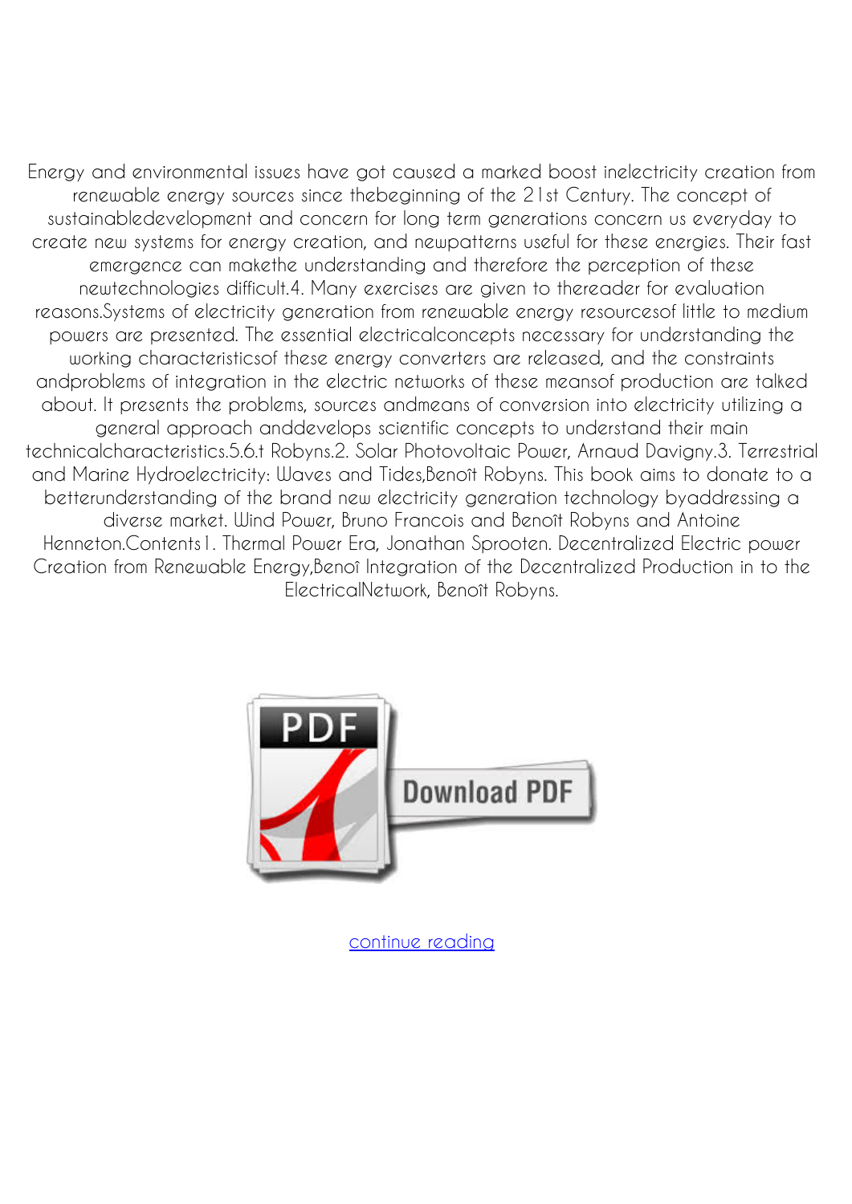Energy and environmental issues have got caused a marked boost inelectricity creation from renewable energy sources since thebeginning of the 21st Century. The concept of sustainabledevelopment and concern for long term generations concern us everyday to create new systems for energy creation, and newpatterns useful for these energies. Their fast emergence can makethe understanding and therefore the perception of these newtechnologies difficult.4. Many exercises are given to thereader for evaluation reasons.Systems of electricity generation from renewable energy resourcesof little to medium powers are presented. The essential electricalconcepts necessary for understanding the working characteristicsof these energy converters are released, and the constraints andproblems of integration in the electric networks of these meansof production are talked about. It presents the problems, sources andmeans of conversion into electricity utilizing a general approach anddevelops scientific concepts to understand their main technicalcharacteristics.5.6.t Robyns.2. Solar Photovoltaic Power, Arnaud Davigny.3. Terrestrial and Marine Hydroelectricity: Waves and Tides,Benoît Robyns. This book aims to donate to a betterunderstanding of the brand new electricity generation technology byaddressing a diverse market. Wind Power, Bruno Francois and Benoît Robyns and Antoine Henneton.Contents1. Thermal Power Era, Jonathan Sprooten. Decentralized Electric power Creation from Renewable Energy,Benoî Integration of the Decentralized Production in to the ElectricalNetwork, Benoît Robyns.

PDF Download PDF

continue reading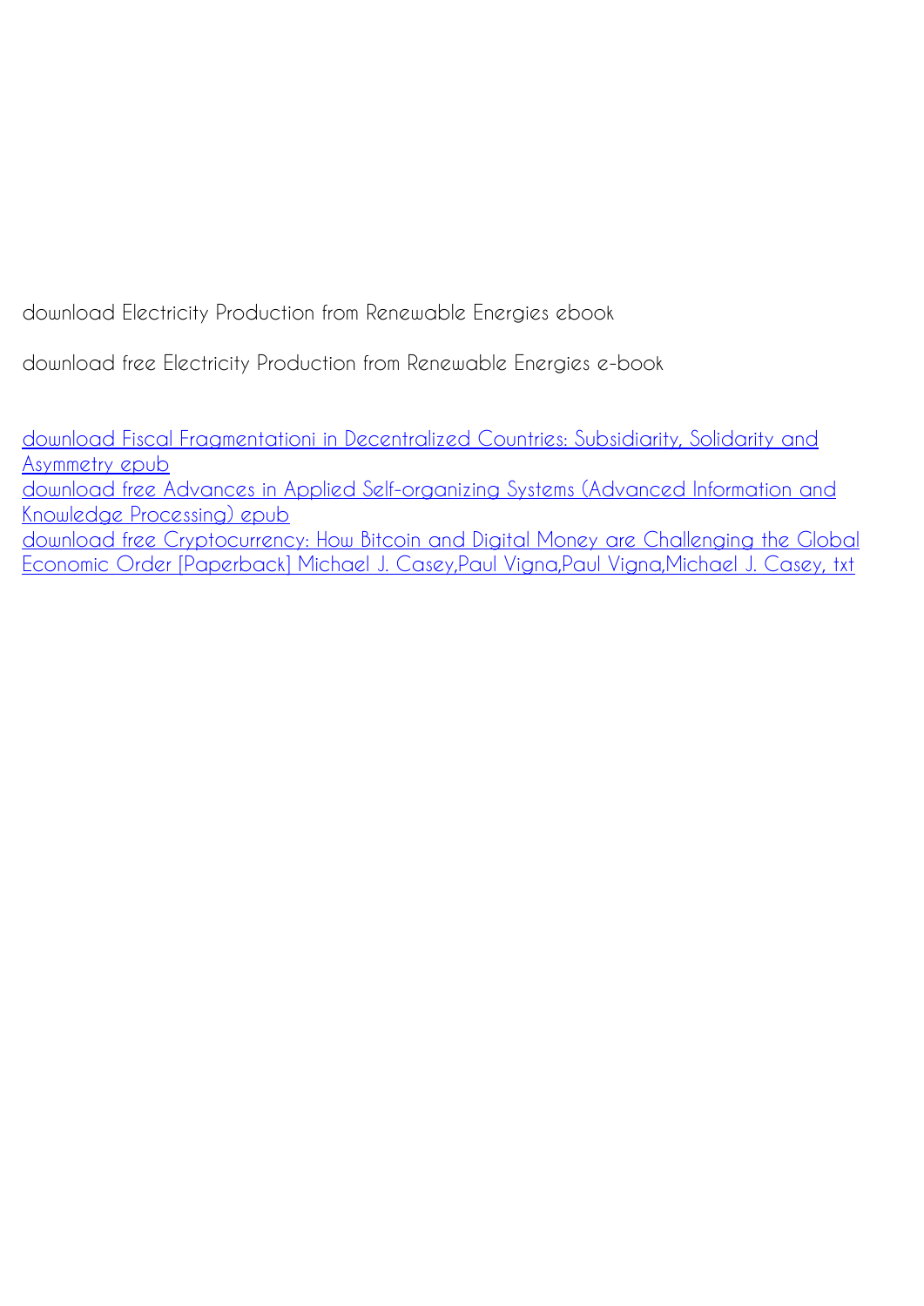download Electricity Production from Renewable Energies ebook

download free Electricity Production from Renewable Energies e-book

[download Fiscal Fragmentationi in Decentralized Countries: Subsidiarity, Solidarity and Asymmetry epub]()  
[download free Advances in Applied Self-organizing Systems (Advanced Information and Knowledge Processing) epub]()  
[download free Cryptocurrency: How Bitcoin and Digital Money are Challenging the Global Economic Order [Paperback] Michael J. Casey,Paul Vigna,Paul Vigna,Michael J. Casey, txt]()